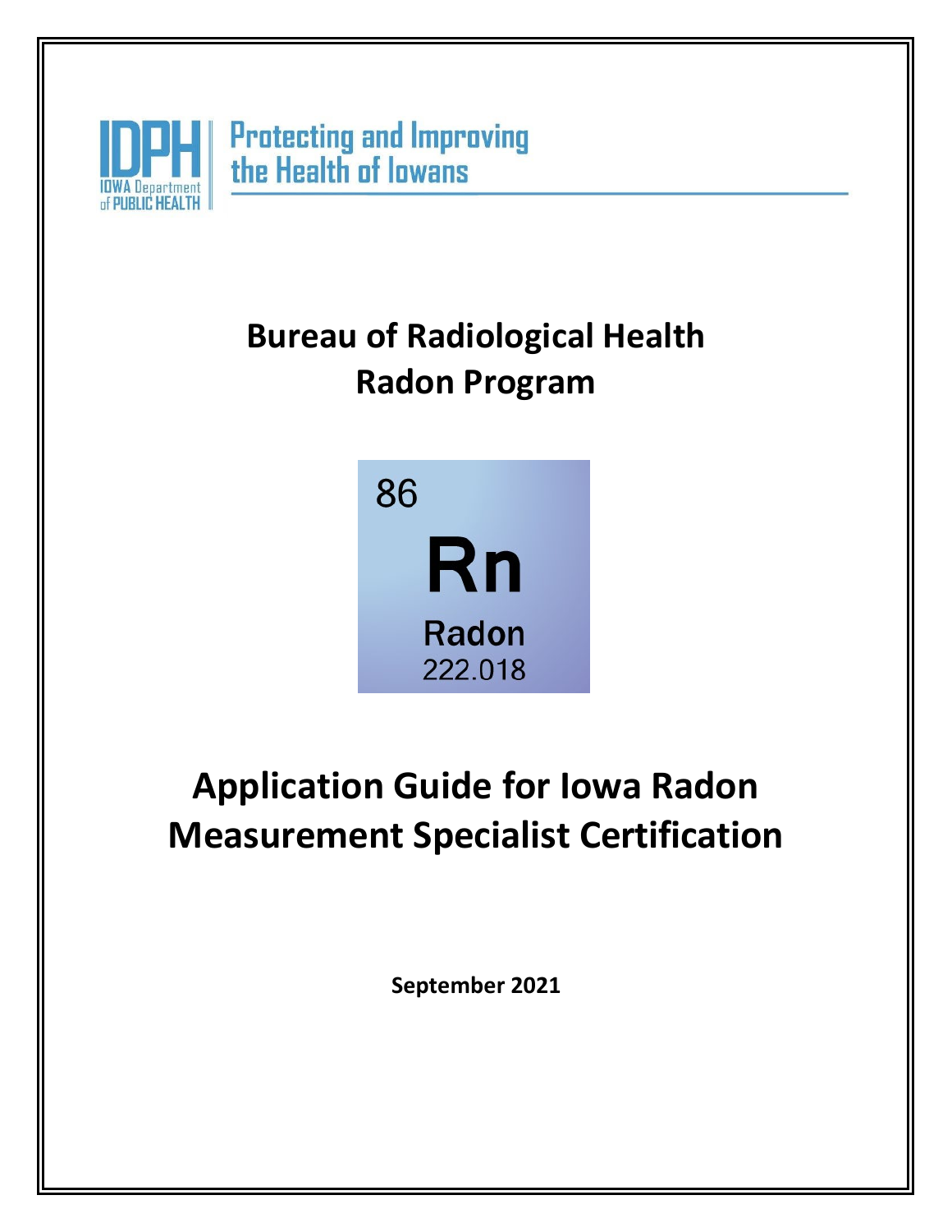IDPH IOWA Department of PUBLIC HEALTH

Protecting and Improving the Health of Iowans

# Bureau of Radiological Health
# Radon Program

86
Rn
Radon
222.018

# Application Guide for Iowa Radon Measurement Specialist Certification

**September 2021**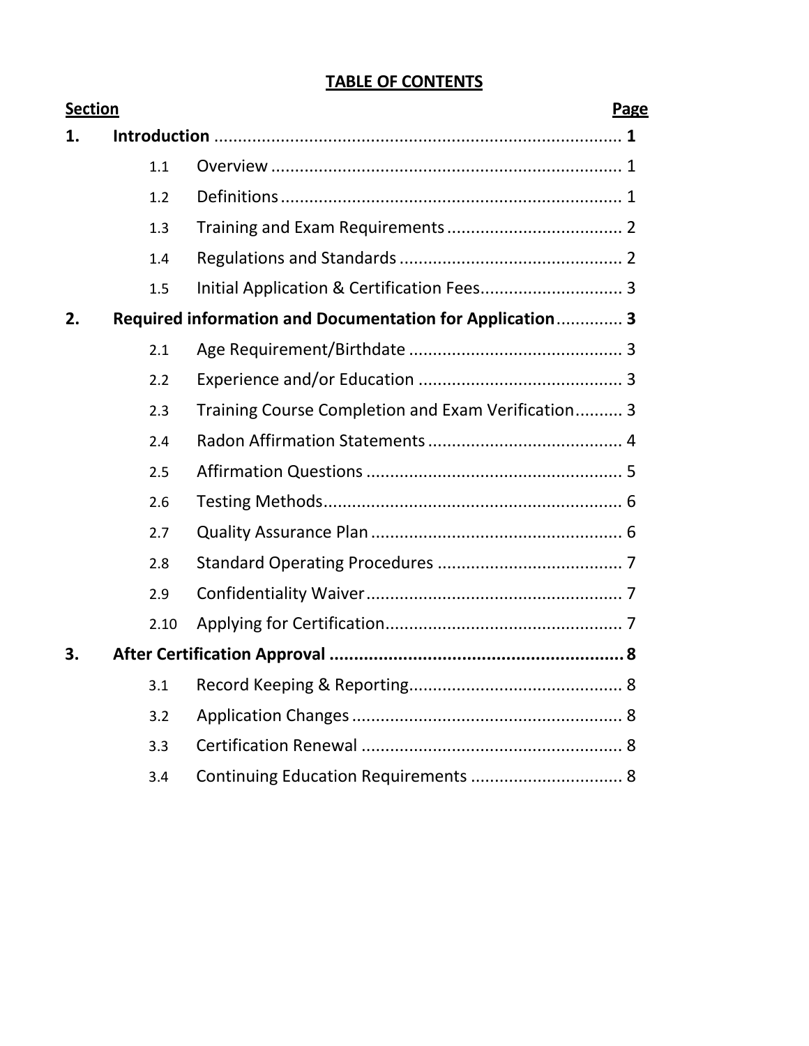# TABLE OF CONTENTS

| Section | | | Page |
|---|---|---|---|
| **1.** | **Introduction** | | **1** |
| | 1.1 | Overview | 1 |
| | 1.2 | Definitions | 1 |
| | 1.3 | Training and Exam Requirements | 2 |
| | 1.4 | Regulations and Standards | 2 |
| | 1.5 | Initial Application & Certification Fees | 3 |
| **2.** | **Required information and Documentation for Application** | | **3** |
| | 2.1 | Age Requirement/Birthdate | 3 |
| | 2.2 | Experience and/or Education | 3 |
| | 2.3 | Training Course Completion and Exam Verification | 3 |
| | 2.4 | Radon Affirmation Statements | 4 |
| | 2.5 | Affirmation Questions | 5 |
| | 2.6 | Testing Methods | 6 |
| | 2.7 | Quality Assurance Plan | 6 |
| | 2.8 | Standard Operating Procedures | 7 |
| | 2.9 | Confidentiality Waiver | 7 |
| | 2.10 | Applying for Certification | 7 |
| **3.** | **After Certification Approval** | | **8** |
| | 3.1 | Record Keeping & Reporting | 8 |
| | 3.2 | Application Changes | 8 |
| | 3.3 | Certification Renewal | 8 |
| | 3.4 | Continuing Education Requirements | 8 |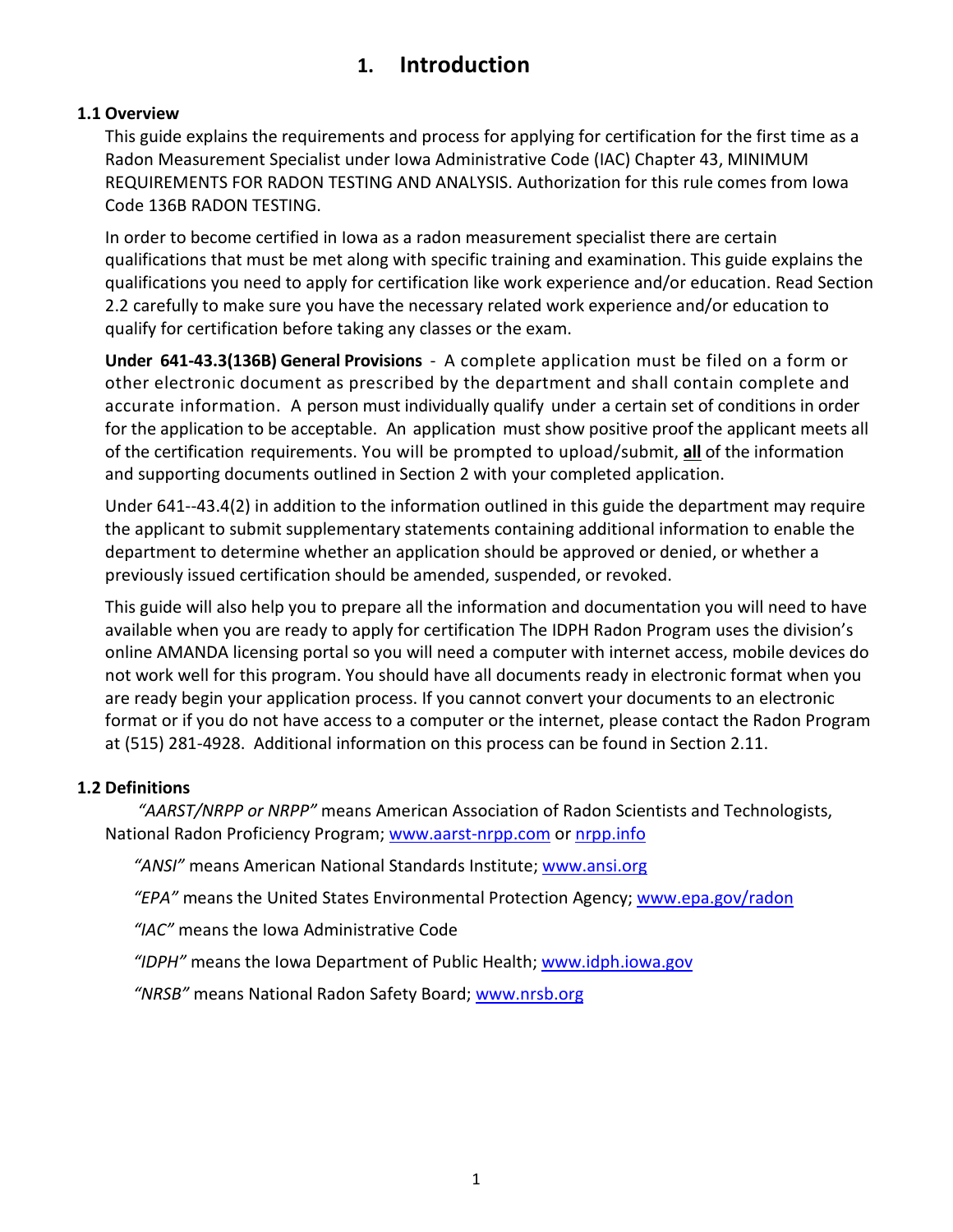# 1. Introduction

## 1.1 Overview

This guide explains the requirements and process for applying for certification for the first time as a Radon Measurement Specialist under Iowa Administrative Code (IAC) Chapter 43, MINIMUM REQUIREMENTS FOR RADON TESTING AND ANALYSIS. Authorization for this rule comes from Iowa Code 136B RADON TESTING.

In order to become certified in Iowa as a radon measurement specialist there are certain qualifications that must be met along with specific training and examination. This guide explains the qualifications you need to apply for certification like work experience and/or education. Read Section 2.2 carefully to make sure you have the necessary related work experience and/or education to qualify for certification before taking any classes or the exam.

**Under 641-43.3(136B) General Provisions** - A complete application must be filed on a form or other electronic document as prescribed by the department and shall contain complete and accurate information. A person must individually qualify under a certain set of conditions in order for the application to be acceptable. An application must show positive proof the applicant meets all of the certification requirements. You will be prompted to upload/submit, **all** of the information and supporting documents outlined in Section 2 with your completed application.

Under 641--43.4(2) in addition to the information outlined in this guide the department may require the applicant to submit supplementary statements containing additional information to enable the department to determine whether an application should be approved or denied, or whether a previously issued certification should be amended, suspended, or revoked.

This guide will also help you to prepare all the information and documentation you will need to have available when you are ready to apply for certification The IDPH Radon Program uses the division's online AMANDA licensing portal so you will need a computer with internet access, mobile devices do not work well for this program. You should have all documents ready in electronic format when you are ready begin your application process. If you cannot convert your documents to an electronic format or if you do not have access to a computer or the internet, please contact the Radon Program at (515) 281-4928. Additional information on this process can be found in Section 2.11.

## 1.2 Definitions

*"AARST/NRPP or NRPP"* means American Association of Radon Scientists and Technologists, National Radon Proficiency Program; www.aarst-nrpp.com or nrpp.info

*"ANSI"* means American National Standards Institute; www.ansi.org

*"EPA"* means the United States Environmental Protection Agency; www.epa.gov/radon

*"IAC"* means the Iowa Administrative Code

*"IDPH"* means the Iowa Department of Public Health; www.idph.iowa.gov

*"NRSB"* means National Radon Safety Board; www.nrsb.org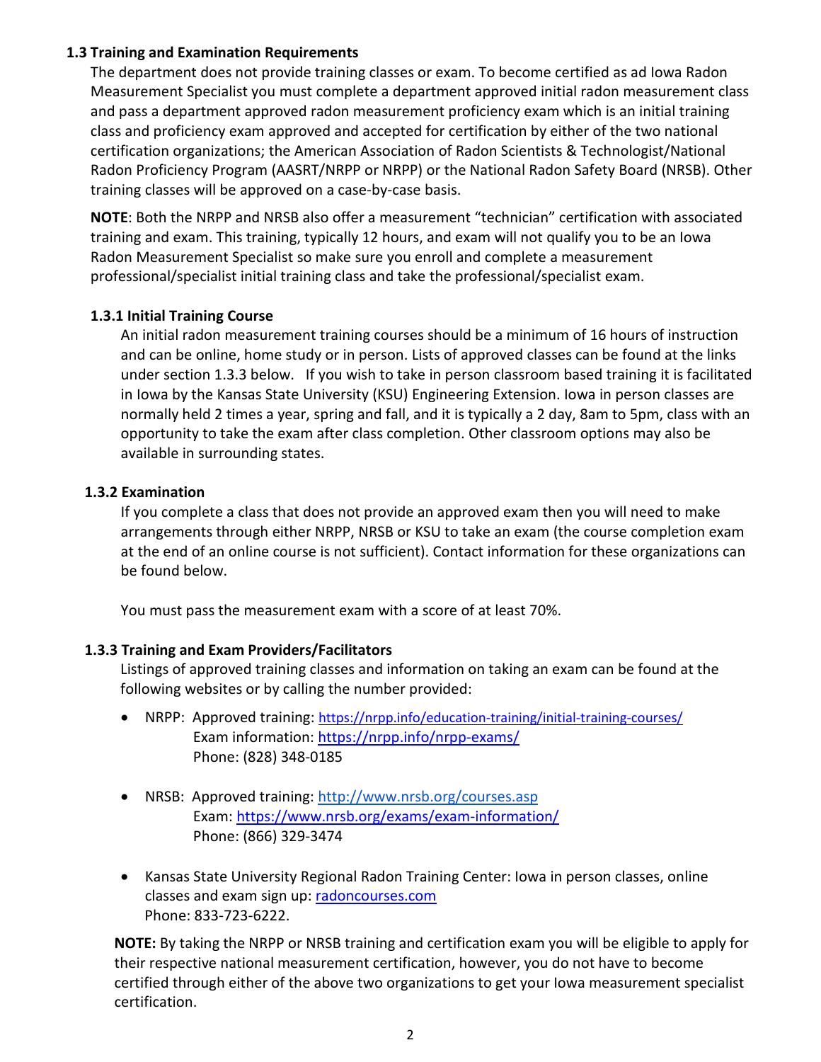### 1.3 Training and Examination Requirements

The department does not provide training classes or exam. To become certified as ad Iowa Radon Measurement Specialist you must complete a department approved initial radon measurement class and pass a department approved radon measurement proficiency exam which is an initial training class and proficiency exam approved and accepted for certification by either of the two national certification organizations; the American Association of Radon Scientists & Technologist/National Radon Proficiency Program (AASRT/NRPP or NRPP) or the National Radon Safety Board (NRSB). Other training classes will be approved on a case-by-case basis.

**NOTE**: Both the NRPP and NRSB also offer a measurement "technician" certification with associated training and exam. This training, typically 12 hours, and exam will not qualify you to be an Iowa Radon Measurement Specialist so make sure you enroll and complete a measurement professional/specialist initial training class and take the professional/specialist exam.

#### 1.3.1 Initial Training Course

An initial radon measurement training courses should be a minimum of 16 hours of instruction and can be online, home study or in person. Lists of approved classes can be found at the links under section 1.3.3 below. If you wish to take in person classroom based training it is facilitated in Iowa by the Kansas State University (KSU) Engineering Extension. Iowa in person classes are normally held 2 times a year, spring and fall, and it is typically a 2 day, 8am to 5pm, class with an opportunity to take the exam after class completion. Other classroom options may also be available in surrounding states.

#### 1.3.2 Examination

If you complete a class that does not provide an approved exam then you will need to make arrangements through either NRPP, NRSB or KSU to take an exam (the course completion exam at the end of an online course is not sufficient). Contact information for these organizations can be found below.

You must pass the measurement exam with a score of at least 70%.

#### 1.3.3 Training and Exam Providers/Facilitators

Listings of approved training classes and information on taking an exam can be found at the following websites or by calling the number provided:

- NRPP: Approved training: https://nrpp.info/education-training/initial-training-courses/
  Exam information: https://nrpp.info/nrpp-exams/
  Phone: (828) 348-0185

- NRSB: Approved training: http://www.nrsb.org/courses.asp
  Exam: https://www.nrsb.org/exams/exam-information/
  Phone: (866) 329-3474

- Kansas State University Regional Radon Training Center: Iowa in person classes, online classes and exam sign up: radoncourses.com
  Phone: 833-723-6222.

**NOTE:** By taking the NRPP or NRSB training and certification exam you will be eligible to apply for their respective national measurement certification, however, you do not have to become certified through either of the above two organizations to get your Iowa measurement specialist certification.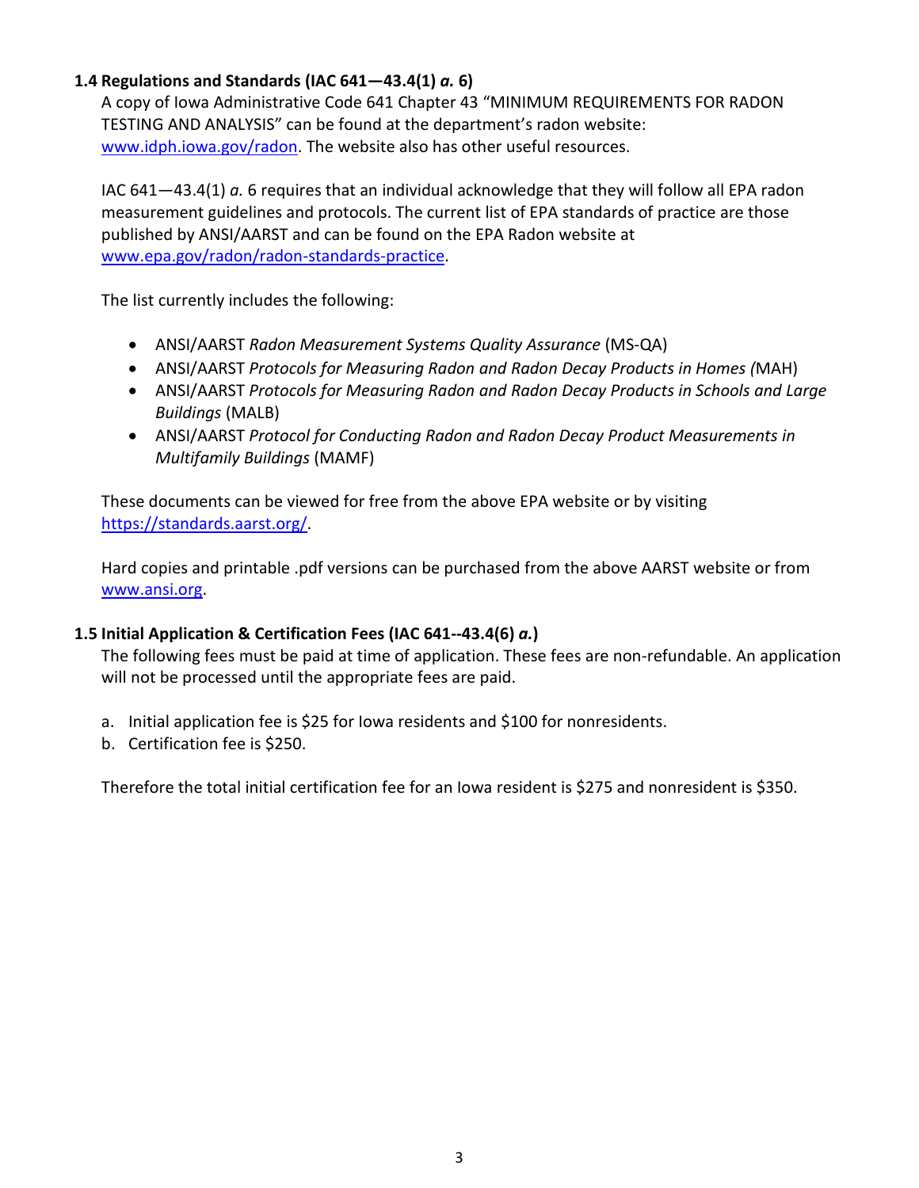### 1.4 Regulations and Standards (IAC 641—43.4(1) *a.* 6)

A copy of Iowa Administrative Code 641 Chapter 43 "MINIMUM REQUIREMENTS FOR RADON TESTING AND ANALYSIS" can be found at the department's radon website: [www.idph.iowa.gov/radon](www.idph.iowa.gov/radon). The website also has other useful resources.

IAC 641—43.4(1) *a.* 6 requires that an individual acknowledge that they will follow all EPA radon measurement guidelines and protocols. The current list of EPA standards of practice are those published by ANSI/AARST and can be found on the EPA Radon website at [www.epa.gov/radon/radon-standards-practice](www.epa.gov/radon/radon-standards-practice).

The list currently includes the following:

- ANSI/AARST *Radon Measurement Systems Quality Assurance* (MS-QA)
- ANSI/AARST *Protocols for Measuring Radon and Radon Decay Products in Homes (*MAH)
- ANSI/AARST *Protocols for Measuring Radon and Radon Decay Products in Schools and Large Buildings* (MALB)
- ANSI/AARST *Protocol for Conducting Radon and Radon Decay Product Measurements in Multifamily Buildings* (MAMF)

These documents can be viewed for free from the above EPA website or by visiting [https://standards.aarst.org/](https://standards.aarst.org/).

Hard copies and printable .pdf versions can be purchased from the above AARST website or from [www.ansi.org](www.ansi.org).

### 1.5 Initial Application & Certification Fees (IAC 641--43.4(6) *a.*)

The following fees must be paid at time of application. These fees are non-refundable. An application will not be processed until the appropriate fees are paid.

a. Initial application fee is $25 for Iowa residents and $100 for nonresidents.
b. Certification fee is $250.

Therefore the total initial certification fee for an Iowa resident is $275 and nonresident is $350.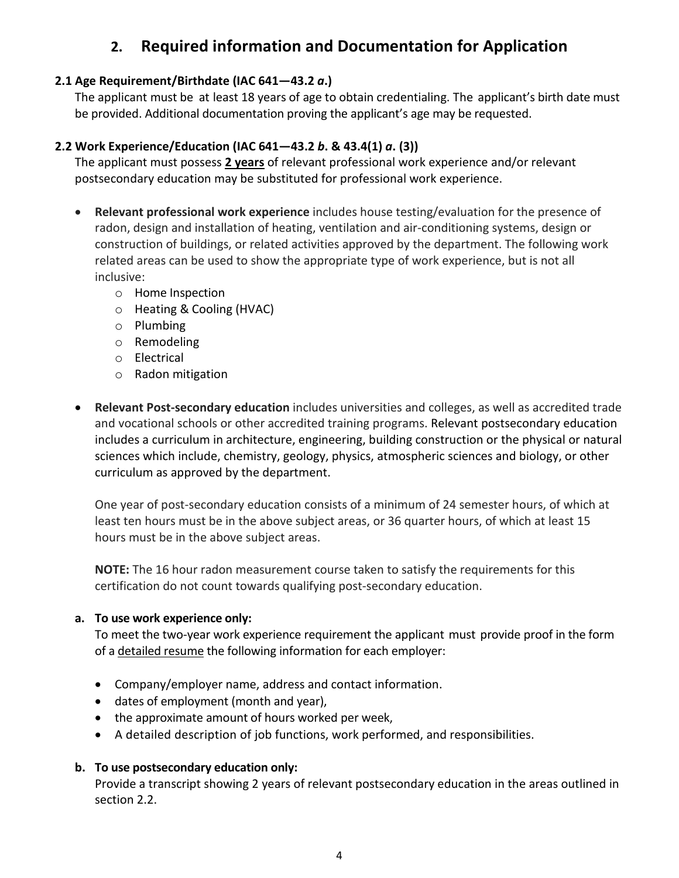## 2. Required information and Documentation for Application

### 2.1 Age Requirement/Birthdate (IAC 641—43.2 *a*.)

The applicant must be at least 18 years of age to obtain credentialing. The applicant's birth date must be provided. Additional documentation proving the applicant's age may be requested.

### 2.2 Work Experience/Education (IAC 641—43.2 *b*. & 43.4(1) *a*. (3))

The applicant must possess **<u>2 years</u>** of relevant professional work experience and/or relevant postsecondary education may be substituted for professional work experience.

- **Relevant professional work experience** includes house testing/evaluation for the presence of radon, design and installation of heating, ventilation and air-conditioning systems, design or construction of buildings, or related activities approved by the department. The following work related areas can be used to show the appropriate type of work experience, but is not all inclusive:
  - Home Inspection
  - Heating & Cooling (HVAC)
  - Plumbing
  - Remodeling
  - Electrical
  - Radon mitigation

- **Relevant Post-secondary education** includes universities and colleges, as well as accredited trade and vocational schools or other accredited training programs. Relevant postsecondary education includes a curriculum in architecture, engineering, building construction or the physical or natural sciences which include, chemistry, geology, physics, atmospheric sciences and biology, or other curriculum as approved by the department.

  One year of post-secondary education consists of a minimum of 24 semester hours, of which at least ten hours must be in the above subject areas, or 36 quarter hours, of which at least 15 hours must be in the above subject areas.

  **NOTE:** The 16 hour radon measurement course taken to satisfy the requirements for this certification do not count towards qualifying post-secondary education.

#### a. To use work experience only:

To meet the two-year work experience requirement the applicant must provide proof in the form of a <u>detailed resume</u> the following information for each employer:

- Company/employer name, address and contact information.
- dates of employment (month and year),
- the approximate amount of hours worked per week,
- A detailed description of job functions, work performed, and responsibilities.

#### b. To use postsecondary education only:

Provide a transcript showing 2 years of relevant postsecondary education in the areas outlined in section 2.2.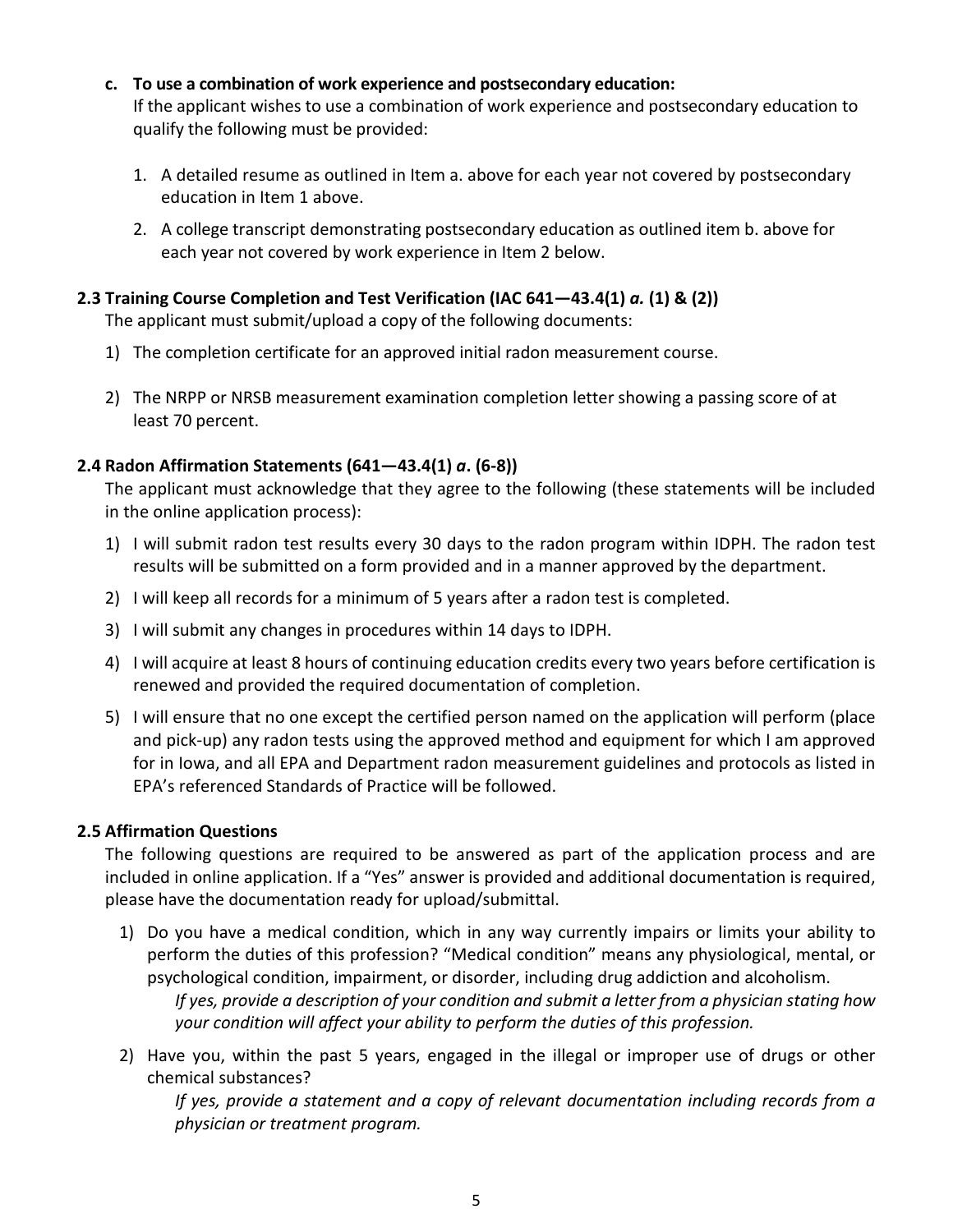**c. To use a combination of work experience and postsecondary education:**
If the applicant wishes to use a combination of work experience and postsecondary education to qualify the following must be provided:

1. A detailed resume as outlined in Item a. above for each year not covered by postsecondary education in Item 1 above.
2. A college transcript demonstrating postsecondary education as outlined item b. above for each year not covered by work experience in Item 2 below.

### 2.3 Training Course Completion and Test Verification (IAC 641—43.4(1) *a.* (1) & (2))

The applicant must submit/upload a copy of the following documents:

1) The completion certificate for an approved initial radon measurement course.

2) The NRPP or NRSB measurement examination completion letter showing a passing score of at least 70 percent.

### 2.4 Radon Affirmation Statements (641—43.4(1) *a*. (6-8))

The applicant must acknowledge that they agree to the following (these statements will be included in the online application process):

1) I will submit radon test results every 30 days to the radon program within IDPH. The radon test results will be submitted on a form provided and in a manner approved by the department.
2) I will keep all records for a minimum of 5 years after a radon test is completed.
3) I will submit any changes in procedures within 14 days to IDPH.
4) I will acquire at least 8 hours of continuing education credits every two years before certification is renewed and provided the required documentation of completion.
5) I will ensure that no one except the certified person named on the application will perform (place and pick-up) any radon tests using the approved method and equipment for which I am approved for in Iowa, and all EPA and Department radon measurement guidelines and protocols as listed in EPA's referenced Standards of Practice will be followed.

### 2.5 Affirmation Questions

The following questions are required to be answered as part of the application process and are included in online application. If a "Yes" answer is provided and additional documentation is required, please have the documentation ready for upload/submittal.

1) Do you have a medical condition, which in any way currently impairs or limits your ability to perform the duties of this profession? "Medical condition" means any physiological, mental, or psychological condition, impairment, or disorder, including drug addiction and alcoholism.
   *If yes, provide a description of your condition and submit a letter from a physician stating how your condition will affect your ability to perform the duties of this profession.*
2) Have you, within the past 5 years, engaged in the illegal or improper use of drugs or other chemical substances?
   *If yes, provide a statement and a copy of relevant documentation including records from a physician or treatment program.*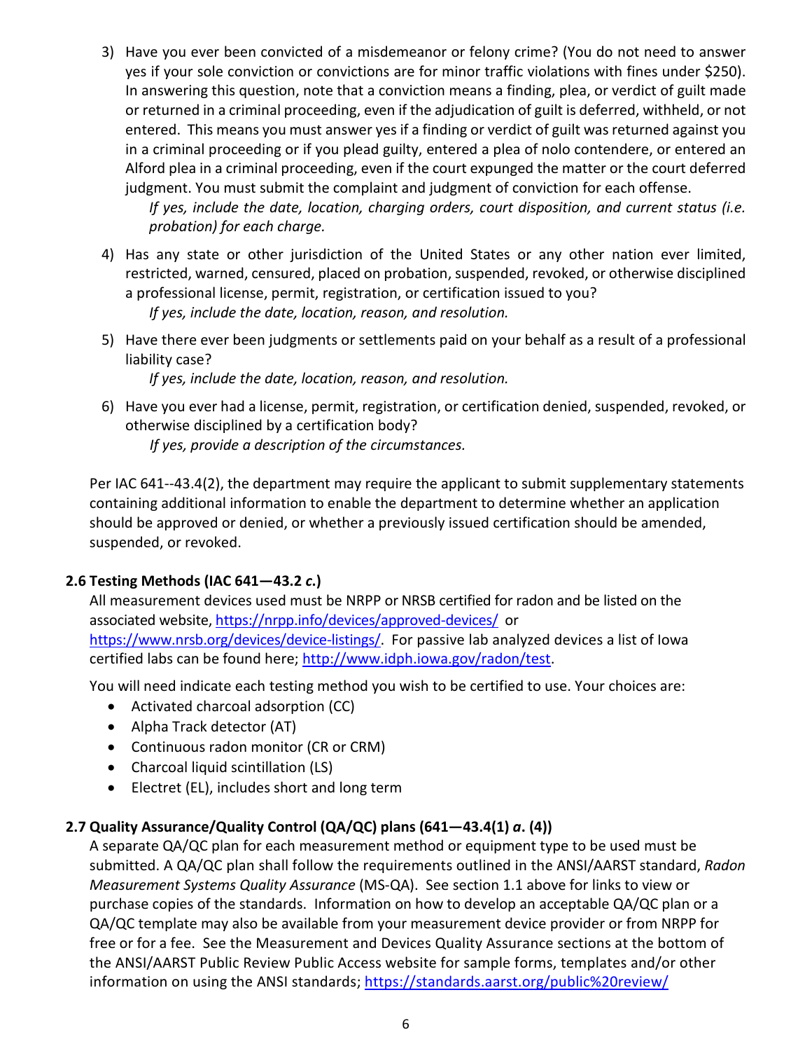3) Have you ever been convicted of a misdemeanor or felony crime? (You do not need to answer yes if your sole conviction or convictions are for minor traffic violations with fines under $250). In answering this question, note that a conviction means a finding, plea, or verdict of guilt made or returned in a criminal proceeding, even if the adjudication of guilt is deferred, withheld, or not entered. This means you must answer yes if a finding or verdict of guilt was returned against you in a criminal proceeding or if you plead guilty, entered a plea of nolo contendere, or entered an Alford plea in a criminal proceeding, even if the court expunged the matter or the court deferred judgment. You must submit the complaint and judgment of conviction for each offense.

   *If yes, include the date, location, charging orders, court disposition, and current status (i.e. probation) for each charge.*

4) Has any state or other jurisdiction of the United States or any other nation ever limited, restricted, warned, censured, placed on probation, suspended, revoked, or otherwise disciplined a professional license, permit, registration, or certification issued to you?

   *If yes, include the date, location, reason, and resolution.*

5) Have there ever been judgments or settlements paid on your behalf as a result of a professional liability case?

   *If yes, include the date, location, reason, and resolution.*

6) Have you ever had a license, permit, registration, or certification denied, suspended, revoked, or otherwise disciplined by a certification body?

   *If yes, provide a description of the circumstances.*

Per IAC 641--43.4(2), the department may require the applicant to submit supplementary statements containing additional information to enable the department to determine whether an application should be approved or denied, or whether a previously issued certification should be amended, suspended, or revoked.

### 2.6 Testing Methods (IAC 641—43.2 *c.*)

All measurement devices used must be NRPP or NRSB certified for radon and be listed on the associated website, https://nrpp.info/devices/approved-devices/ or https://www.nrsb.org/devices/device-listings/. For passive lab analyzed devices a list of Iowa certified labs can be found here; http://www.idph.iowa.gov/radon/test.

You will need indicate each testing method you wish to be certified to use. Your choices are:

- Activated charcoal adsorption (CC)
- Alpha Track detector (AT)
- Continuous radon monitor (CR or CRM)
- Charcoal liquid scintillation (LS)
- Electret (EL), includes short and long term

### 2.7 Quality Assurance/Quality Control (QA/QC) plans (641—43.4(1) *a*. (4))

A separate QA/QC plan for each measurement method or equipment type to be used must be submitted. A QA/QC plan shall follow the requirements outlined in the ANSI/AARST standard, *Radon Measurement Systems Quality Assurance* (MS-QA). See section 1.1 above for links to view or purchase copies of the standards. Information on how to develop an acceptable QA/QC plan or a QA/QC template may also be available from your measurement device provider or from NRPP for free or for a fee. See the Measurement and Devices Quality Assurance sections at the bottom of the ANSI/AARST Public Review Public Access website for sample forms, templates and/or other information on using the ANSI standards; https://standards.aarst.org/public%20review/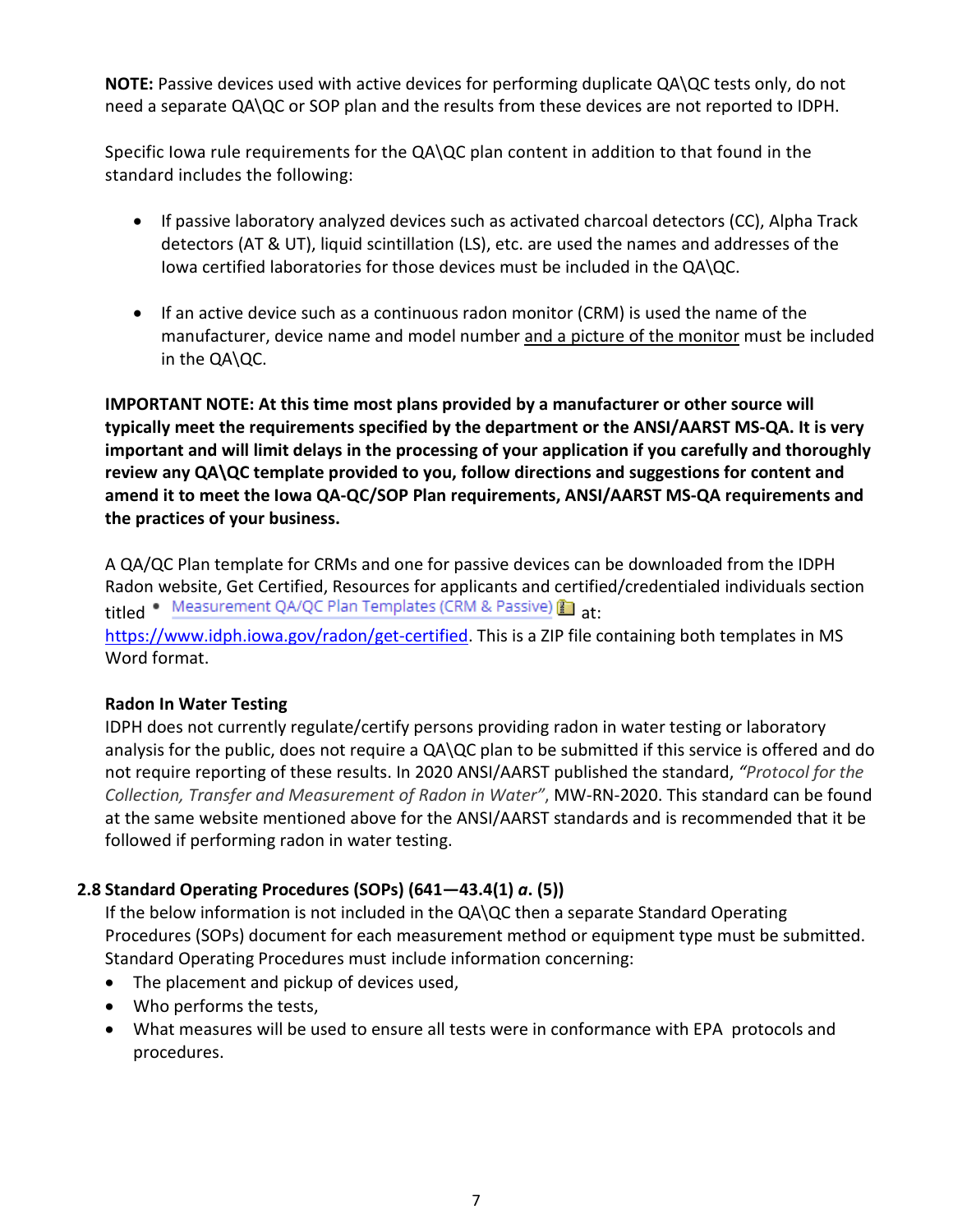**NOTE:** Passive devices used with active devices for performing duplicate QA\QC tests only, do not need a separate QA\QC or SOP plan and the results from these devices are not reported to IDPH.

Specific Iowa rule requirements for the QA\QC plan content in addition to that found in the standard includes the following:

- If passive laboratory analyzed devices such as activated charcoal detectors (CC), Alpha Track detectors (AT & UT), liquid scintillation (LS), etc. are used the names and addresses of the Iowa certified laboratories for those devices must be included in the QA\QC.

- If an active device such as a continuous radon monitor (CRM) is used the name of the manufacturer, device name and model number <u>and a picture of the monitor</u> must be included in the QA\QC.

**IMPORTANT NOTE: At this time most plans provided by a manufacturer or other source will typically meet the requirements specified by the department or the ANSI/AARST MS-QA. It is very important and will limit delays in the processing of your application if you carefully and thoroughly review any QA\QC template provided to you, follow directions and suggestions for content and amend it to meet the Iowa QA-QC/SOP Plan requirements, ANSI/AARST MS-QA requirements and the practices of your business.**

A QA/QC Plan template for CRMs and one for passive devices can be downloaded from the IDPH Radon website, Get Certified, Resources for applicants and certified/credentialed individuals section titled • Measurement QA/QC Plan Templates (CRM & Passive) at: https://www.idph.iowa.gov/radon/get-certified. This is a ZIP file containing both templates in MS Word format.

**Radon In Water Testing**

IDPH does not currently regulate/certify persons providing radon in water testing or laboratory analysis for the public, does not require a QA\QC plan to be submitted if this service is offered and do not require reporting of these results. In 2020 ANSI/AARST published the standard, *"Protocol for the Collection, Transfer and Measurement of Radon in Water"*, MW-RN-2020. This standard can be found at the same website mentioned above for the ANSI/AARST standards and is recommended that it be followed if performing radon in water testing.

### 2.8 Standard Operating Procedures (SOPs) (641—43.4(1) *a*. (5))

If the below information is not included in the QA\QC then a separate Standard Operating Procedures (SOPs) document for each measurement method or equipment type must be submitted. Standard Operating Procedures must include information concerning:

- The placement and pickup of devices used,
- Who performs the tests,
- What measures will be used to ensure all tests were in conformance with EPA protocols and procedures.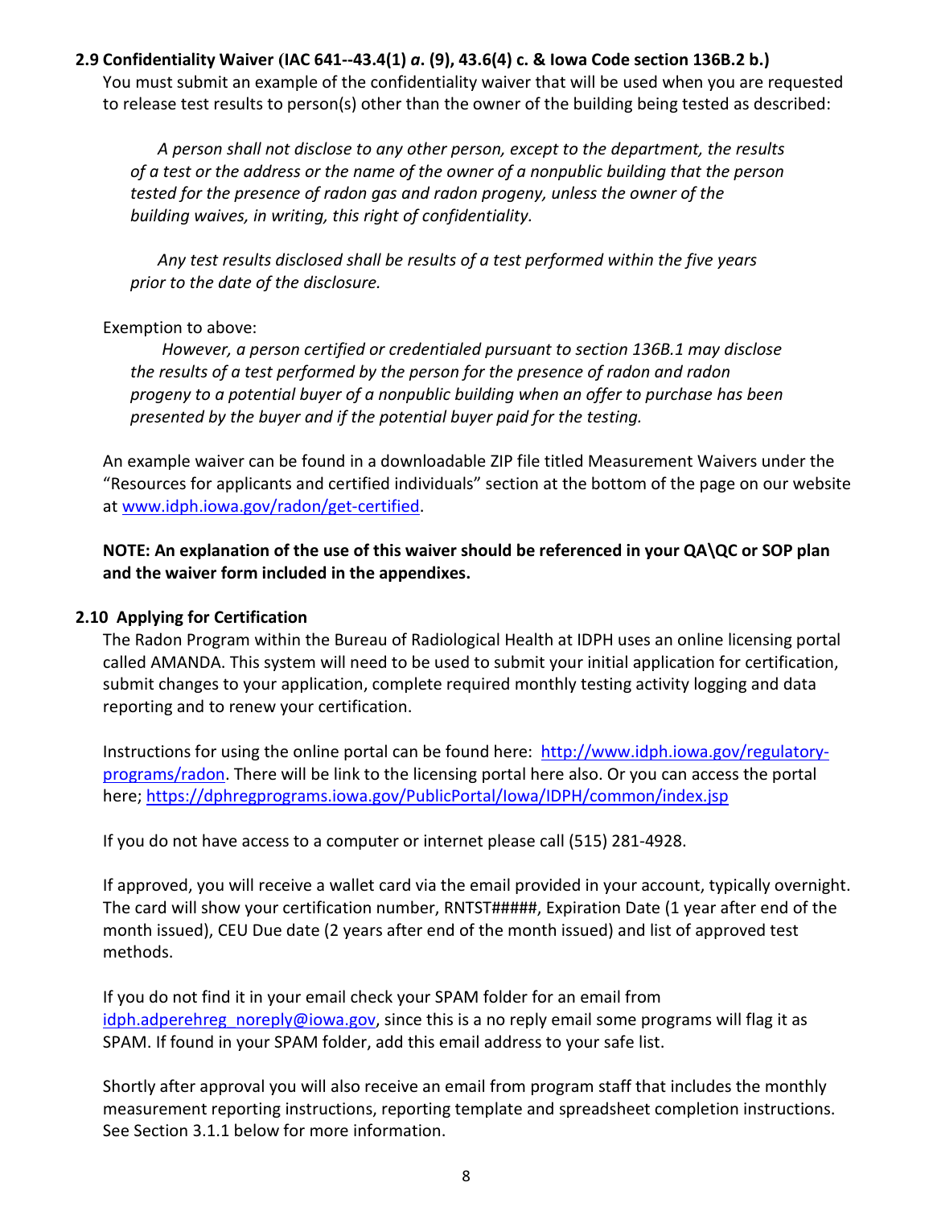## 2.9 Confidentiality Waiver (IAC 641--43.4(1) *a*. (9), 43.6(4) c. & Iowa Code section 136B.2 b.)

You must submit an example of the confidentiality waiver that will be used when you are requested to release test results to person(s) other than the owner of the building being tested as described:

> *A person shall not disclose to any other person, except to the department, the results of a test or the address or the name of the owner of a nonpublic building that the person tested for the presence of radon gas and radon progeny, unless the owner of the building waives, in writing, this right of confidentiality.*
>
> *Any test results disclosed shall be results of a test performed within the five years prior to the date of the disclosure.*

Exemption to above:

> *However, a person certified or credentialed pursuant to section 136B.1 may disclose the results of a test performed by the person for the presence of radon and radon progeny to a potential buyer of a nonpublic building when an offer to purchase has been presented by the buyer and if the potential buyer paid for the testing.*

An example waiver can be found in a downloadable ZIP file titled Measurement Waivers under the "Resources for applicants and certified individuals" section at the bottom of the page on our website at [www.idph.iowa.gov/radon/get-certified](www.idph.iowa.gov/radon/get-certified).

**NOTE: An explanation of the use of this waiver should be referenced in your QA\QC or SOP plan and the waiver form included in the appendixes.**

## 2.10 Applying for Certification

The Radon Program within the Bureau of Radiological Health at IDPH uses an online licensing portal called AMANDA. This system will need to be used to submit your initial application for certification, submit changes to your application, complete required monthly testing activity logging and data reporting and to renew your certification.

Instructions for using the online portal can be found here: [http://www.idph.iowa.gov/regulatory-programs/radon](http://www.idph.iowa.gov/regulatory-programs/radon). There will be link to the licensing portal here also. Or you can access the portal here; [https://dphregprograms.iowa.gov/PublicPortal/Iowa/IDPH/common/index.jsp](https://dphregprograms.iowa.gov/PublicPortal/Iowa/IDPH/common/index.jsp)

If you do not have access to a computer or internet please call (515) 281-4928.

If approved, you will receive a wallet card via the email provided in your account, typically overnight. The card will show your certification number, RNTST#####, Expiration Date (1 year after end of the month issued), CEU Due date (2 years after end of the month issued) and list of approved test methods.

If you do not find it in your email check your SPAM folder for an email from idph.adperehreg_noreply@iowa.gov, since this is a no reply email some programs will flag it as SPAM. If found in your SPAM folder, add this email address to your safe list.

Shortly after approval you will also receive an email from program staff that includes the monthly measurement reporting instructions, reporting template and spreadsheet completion instructions. See Section 3.1.1 below for more information.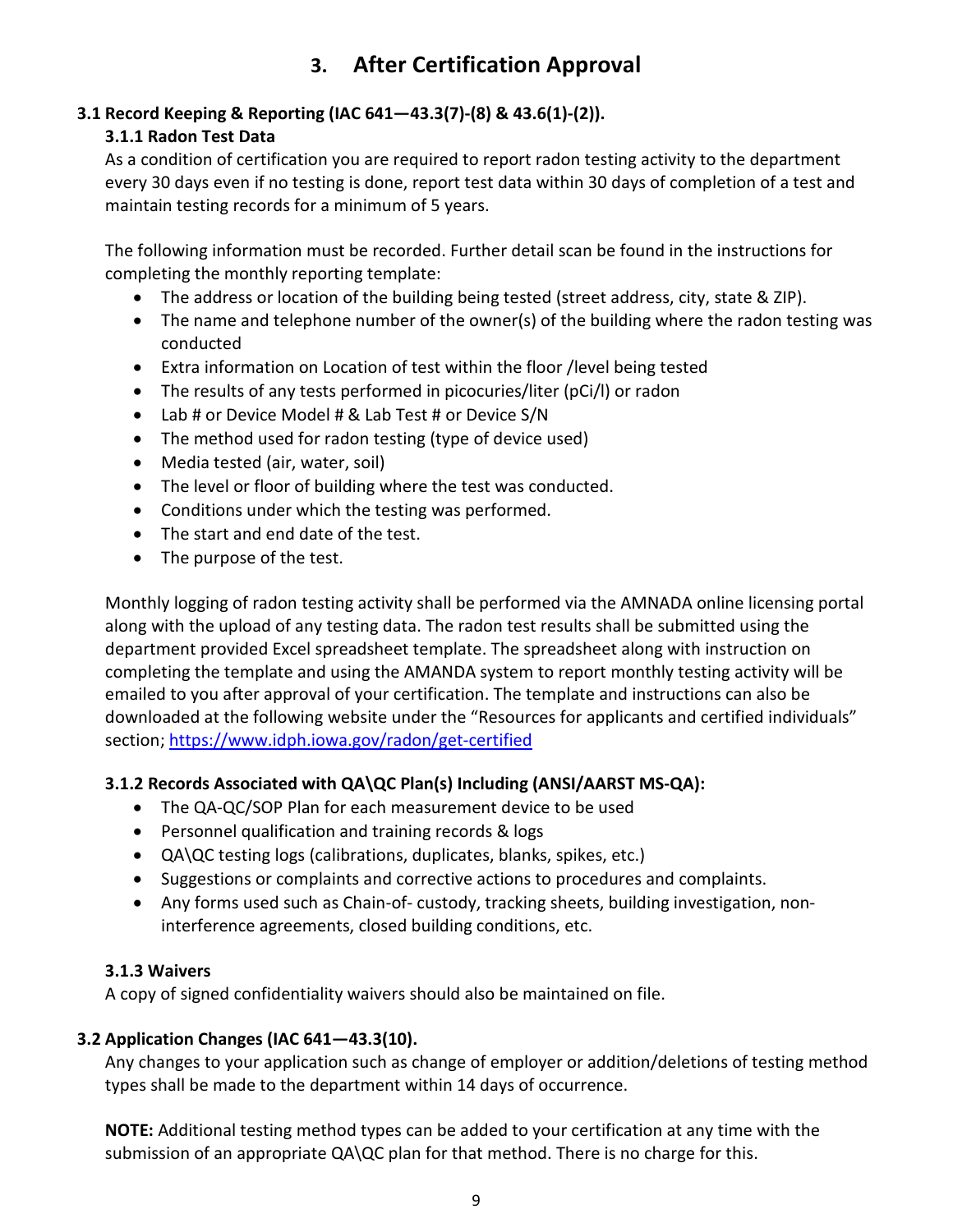# 3. After Certification Approval

## 3.1 Record Keeping & Reporting (IAC 641—43.3(7)-(8) & 43.6(1)-(2)).

### 3.1.1 Radon Test Data

As a condition of certification you are required to report radon testing activity to the department every 30 days even if no testing is done, report test data within 30 days of completion of a test and maintain testing records for a minimum of 5 years.

The following information must be recorded. Further detail scan be found in the instructions for completing the monthly reporting template:

- The address or location of the building being tested (street address, city, state & ZIP).
- The name and telephone number of the owner(s) of the building where the radon testing was conducted
- Extra information on Location of test within the floor /level being tested
- The results of any tests performed in picocuries/liter (pCi/l) or radon
- Lab # or Device Model # & Lab Test # or Device S/N
- The method used for radon testing (type of device used)
- Media tested (air, water, soil)
- The level or floor of building where the test was conducted.
- Conditions under which the testing was performed.
- The start and end date of the test.
- The purpose of the test.

Monthly logging of radon testing activity shall be performed via the AMNADA online licensing portal along with the upload of any testing data. The radon test results shall be submitted using the department provided Excel spreadsheet template. The spreadsheet along with instruction on completing the template and using the AMANDA system to report monthly testing activity will be emailed to you after approval of your certification. The template and instructions can also be downloaded at the following website under the "Resources for applicants and certified individuals" section; https://www.idph.iowa.gov/radon/get-certified

### 3.1.2 Records Associated with QA\QC Plan(s) Including (ANSI/AARST MS-QA):

- The QA-QC/SOP Plan for each measurement device to be used
- Personnel qualification and training records & logs
- QA\QC testing logs (calibrations, duplicates, blanks, spikes, etc.)
- Suggestions or complaints and corrective actions to procedures and complaints.
- Any forms used such as Chain-of- custody, tracking sheets, building investigation, non-interference agreements, closed building conditions, etc.

### 3.1.3 Waivers

A copy of signed confidentiality waivers should also be maintained on file.

## 3.2 Application Changes (IAC 641—43.3(10).

Any changes to your application such as change of employer or addition/deletions of testing method types shall be made to the department within 14 days of occurrence.

**NOTE:** Additional testing method types can be added to your certification at any time with the submission of an appropriate QA\QC plan for that method. There is no charge for this.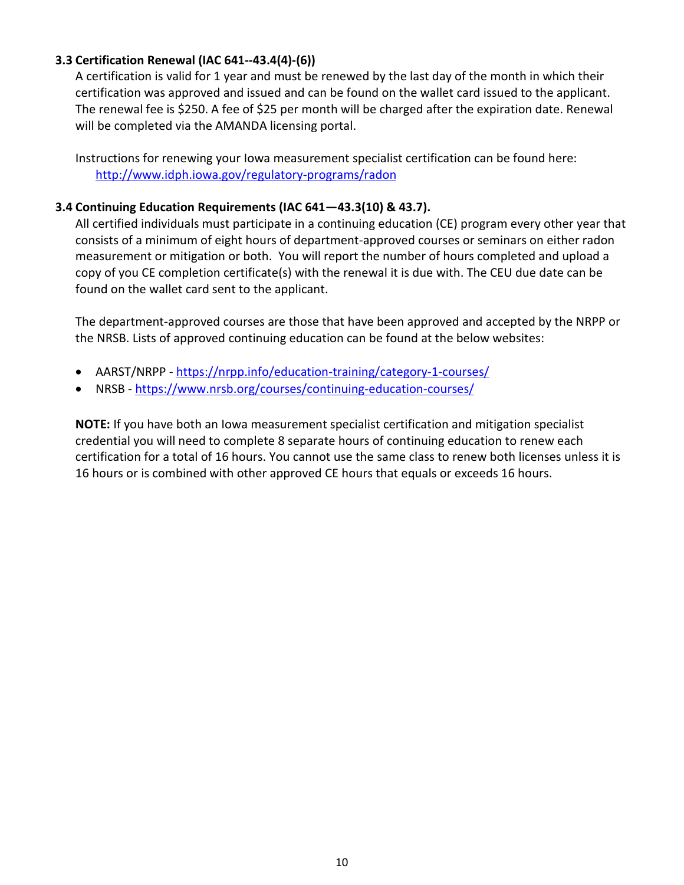### 3.3 Certification Renewal (IAC 641--43.4(4)-(6))

A certification is valid for 1 year and must be renewed by the last day of the month in which their certification was approved and issued and can be found on the wallet card issued to the applicant. The renewal fee is $250. A fee of $25 per month will be charged after the expiration date. Renewal will be completed via the AMANDA licensing portal.

Instructions for renewing your Iowa measurement specialist certification can be found here: [http://www.idph.iowa.gov/regulatory-programs/radon](http://www.idph.iowa.gov/regulatory-programs/radon)

### 3.4 Continuing Education Requirements (IAC 641—43.3(10) & 43.7).

All certified individuals must participate in a continuing education (CE) program every other year that consists of a minimum of eight hours of department-approved courses or seminars on either radon measurement or mitigation or both. You will report the number of hours completed and upload a copy of you CE completion certificate(s) with the renewal it is due with. The CEU due date can be found on the wallet card sent to the applicant.

The department-approved courses are those that have been approved and accepted by the NRPP or the NRSB. Lists of approved continuing education can be found at the below websites:

- AARST/NRPP - [https://nrpp.info/education-training/category-1-courses/](https://nrpp.info/education-training/category-1-courses/)
- NRSB - [https://www.nrsb.org/courses/continuing-education-courses/](https://www.nrsb.org/courses/continuing-education-courses/)

**NOTE:** If you have both an Iowa measurement specialist certification and mitigation specialist credential you will need to complete 8 separate hours of continuing education to renew each certification for a total of 16 hours. You cannot use the same class to renew both licenses unless it is 16 hours or is combined with other approved CE hours that equals or exceeds 16 hours.